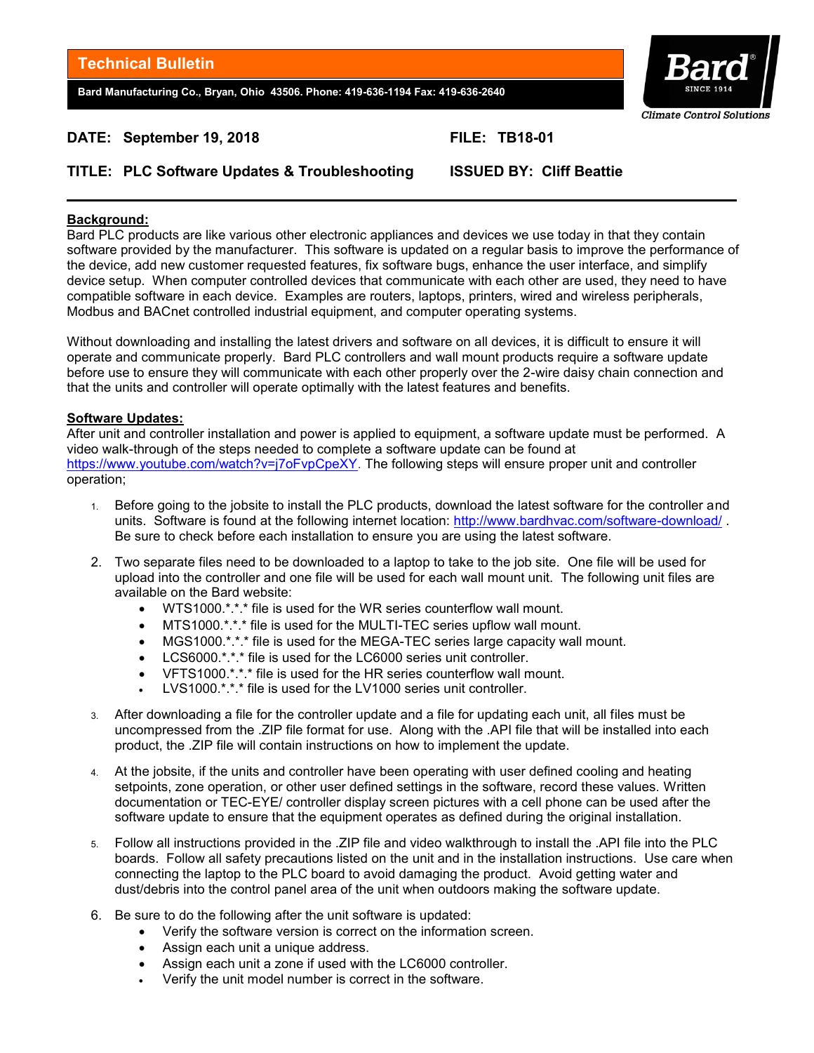# Technical Bulletin

**Bard Manufacturing Co., Bryan, Ohio 43506. Phone: 419-636-1194 Fax: 419-636-2640**

Bard SINCE 1914 *Climate Control Solutions*

**DATE: September 19, 2018** **FILE: TB18-01**

**TITLE: PLC Software Updates & Troubleshooting** **ISSUED BY: Cliff Beattie**

---

## Background:

Bard PLC products are like various other electronic appliances and devices we use today in that they contain software provided by the manufacturer. This software is updated on a regular basis to improve the performance of the device, add new customer requested features, fix software bugs, enhance the user interface, and simplify device setup. When computer controlled devices that communicate with each other are used, they need to have compatible software in each device. Examples are routers, laptops, printers, wired and wireless peripherals, Modbus and BACnet controlled industrial equipment, and computer operating systems.

Without downloading and installing the latest drivers and software on all devices, it is difficult to ensure it will operate and communicate properly. Bard PLC controllers and wall mount products require a software update before use to ensure they will communicate with each other properly over the 2-wire daisy chain connection and that the units and controller will operate optimally with the latest features and benefits.

## Software Updates:

After unit and controller installation and power is applied to equipment, a software update must be performed. A video walk-through of the steps needed to complete a software update can be found at https://www.youtube.com/watch?v=j7oFvpCpeXY. The following steps will ensure proper unit and controller operation;

1. Before going to the jobsite to install the PLC products, download the latest software for the controller and units. Software is found at the following internet location: http://www.bardhvac.com/software-download/ . Be sure to check before each installation to ensure you are using the latest software.
2. Two separate files need to be downloaded to a laptop to take to the job site. One file will be used for upload into the controller and one file will be used for each wall mount unit. The following unit files are available on the Bard website:
   - WTS1000.*.*.* file is used for the WR series counterflow wall mount.
   - MTS1000.*.*.* file is used for the MULTI-TEC series upflow wall mount.
   - MGS1000.*.*.* file is used for the MEGA-TEC series large capacity wall mount.
   - LCS6000.*.*.* file is used for the LC6000 series unit controller.
   - VFTS1000.*.*.* file is used for the HR series counterflow wall mount.
   - LVS1000.*.*.* file is used for the LV1000 series unit controller.
3. After downloading a file for the controller update and a file for updating each unit, all files must be uncompressed from the .ZIP file format for use. Along with the .API file that will be installed into each product, the .ZIP file will contain instructions on how to implement the update.
4. At the jobsite, if the units and controller have been operating with user defined cooling and heating setpoints, zone operation, or other user defined settings in the software, record these values. Written documentation or TEC-EYE/ controller display screen pictures with a cell phone can be used after the software update to ensure that the equipment operates as defined during the original installation.
5. Follow all instructions provided in the .ZIP file and video walkthrough to install the .API file into the PLC boards. Follow all safety precautions listed on the unit and in the installation instructions. Use care when connecting the laptop to the PLC board to avoid damaging the product. Avoid getting water and dust/debris into the control panel area of the unit when outdoors making the software update.
6. Be sure to do the following after the unit software is updated:
   - Verify the software version is correct on the information screen.
   - Assign each unit a unique address.
   - Assign each unit a zone if used with the LC6000 controller.
   - Verify the unit model number is correct in the software.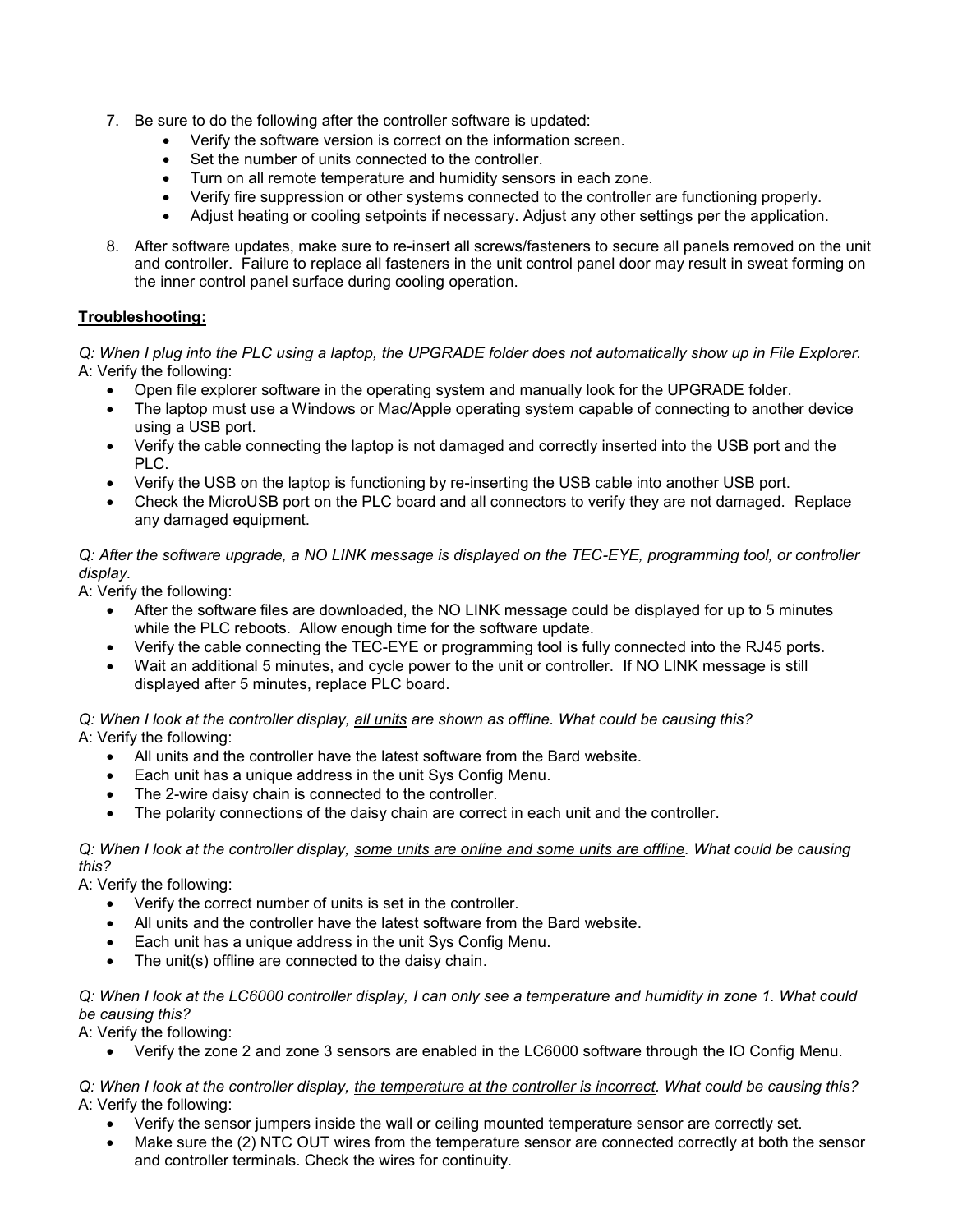7. Be sure to do the following after the controller software is updated:
    - Verify the software version is correct on the information screen.
    - Set the number of units connected to the controller.
    - Turn on all remote temperature and humidity sensors in each zone.
    - Verify fire suppression or other systems connected to the controller are functioning properly.
    - Adjust heating or cooling setpoints if necessary. Adjust any other settings per the application.

8. After software updates, make sure to re-insert all screws/fasteners to secure all panels removed on the unit and controller. Failure to replace all fasteners in the unit control panel door may result in sweat forming on the inner control panel surface during cooling operation.

**<u>Troubleshooting:</u>**

*Q: When I plug into the PLC using a laptop, the UPGRADE folder does not automatically show up in File Explorer.*
A: Verify the following:

- Open file explorer software in the operating system and manually look for the UPGRADE folder.
- The laptop must use a Windows or Mac/Apple operating system capable of connecting to another device using a USB port.
- Verify the cable connecting the laptop is not damaged and correctly inserted into the USB port and the PLC.
- Verify the USB on the laptop is functioning by re-inserting the USB cable into another USB port.
- Check the MicroUSB port on the PLC board and all connectors to verify they are not damaged. Replace any damaged equipment.

*Q: After the software upgrade, a NO LINK message is displayed on the TEC-EYE, programming tool, or controller display.*
A: Verify the following:

- After the software files are downloaded, the NO LINK message could be displayed for up to 5 minutes while the PLC reboots. Allow enough time for the software update.
- Verify the cable connecting the TEC-EYE or programming tool is fully connected into the RJ45 ports.
- Wait an additional 5 minutes, and cycle power to the unit or controller. If NO LINK message is still displayed after 5 minutes, replace PLC board.

*Q: When I look at the controller display, <u>all units</u> are shown as offline. What could be causing this?*
A: Verify the following:

- All units and the controller have the latest software from the Bard website.
- Each unit has a unique address in the unit Sys Config Menu.
- The 2-wire daisy chain is connected to the controller.
- The polarity connections of the daisy chain are correct in each unit and the controller.

*Q: When I look at the controller display, <u>some units are online and some units are offline</u>. What could be causing this?*
A: Verify the following:

- Verify the correct number of units is set in the controller.
- All units and the controller have the latest software from the Bard website.
- Each unit has a unique address in the unit Sys Config Menu.
- The unit(s) offline are connected to the daisy chain.

*Q: When I look at the LC6000 controller display, <u>I can only see a temperature and humidity in zone 1</u>. What could be causing this?*
A: Verify the following:

- Verify the zone 2 and zone 3 sensors are enabled in the LC6000 software through the IO Config Menu.

*Q: When I look at the controller display, <u>the temperature at the controller is incorrect</u>. What could be causing this?*
A: Verify the following:

- Verify the sensor jumpers inside the wall or ceiling mounted temperature sensor are correctly set.
- Make sure the (2) NTC OUT wires from the temperature sensor are connected correctly at both the sensor and controller terminals. Check the wires for continuity.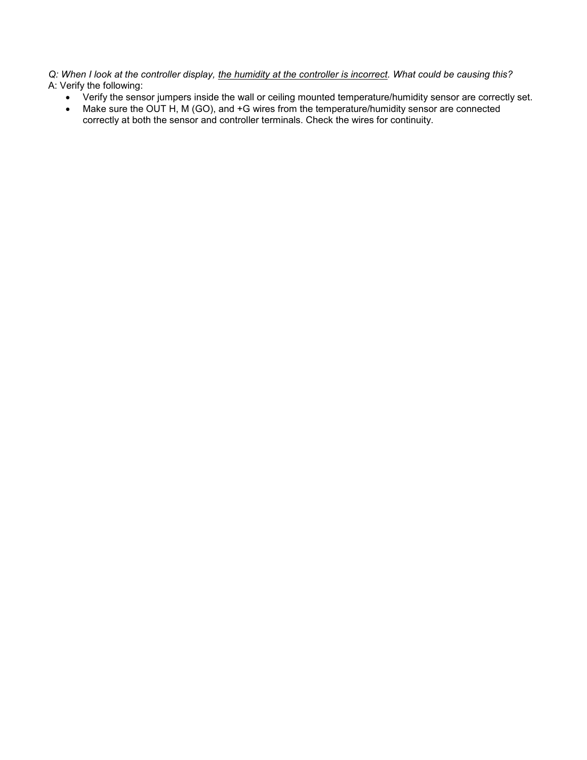*Q: When I look at the controller display, <u>the humidity at the controller is incorrect</u>. What could be causing this?*
A: Verify the following:

- Verify the sensor jumpers inside the wall or ceiling mounted temperature/humidity sensor are correctly set.
- Make sure the OUT H, M (GO), and +G wires from the temperature/humidity sensor are connected correctly at both the sensor and controller terminals. Check the wires for continuity.